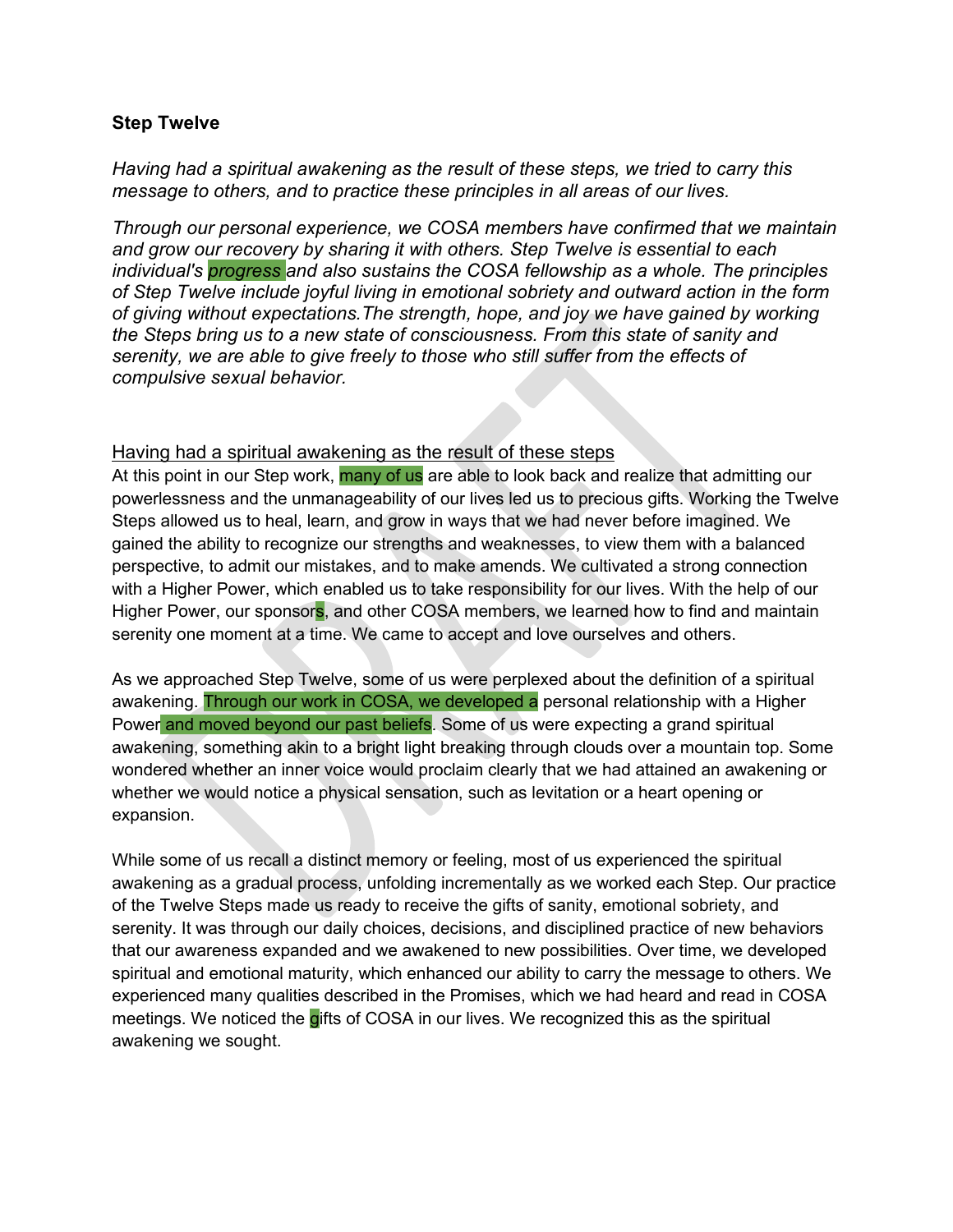**Step Twelve**

*Having had a spiritual awakening as the result of these steps, we tried to carry this message to others, and to practice these principles in all areas of our lives.*

*Through our personal experience, we COSA members have confirmed that we maintain and grow our recovery by sharing it with others. Step Twelve is essential to each individual's progress and also sustains the COSA fellowship as a whole. The principles of Step Twelve include joyful living in emotional sobriety and outward action in the form of giving without expectations.The strength, hope, and joy we have gained by working the Steps bring us to a new state of consciousness. From this state of sanity and serenity, we are able to give freely to those who still suffer from the effects of compulsive sexual behavior.*

<u>Having had a spiritual awakening as the result of these steps</u>

At this point in our Step work, many of us are able to look back and realize that admitting our powerlessness and the unmanageability of our lives led us to precious gifts. Working the Twelve Steps allowed us to heal, learn, and grow in ways that we had never before imagined. We gained the ability to recognize our strengths and weaknesses, to view them with a balanced perspective, to admit our mistakes, and to make amends. We cultivated a strong connection with a Higher Power, which enabled us to take responsibility for our lives. With the help of our Higher Power, our sponsors, and other COSA members, we learned how to find and maintain serenity one moment at a time. We came to accept and love ourselves and others.

As we approached Step Twelve, some of us were perplexed about the definition of a spiritual awakening. Through our work in COSA, we developed a personal relationship with a Higher Power and moved beyond our past beliefs. Some of us were expecting a grand spiritual awakening, something akin to a bright light breaking through clouds over a mountain top. Some wondered whether an inner voice would proclaim clearly that we had attained an awakening or whether we would notice a physical sensation, such as levitation or a heart opening or expansion.

While some of us recall a distinct memory or feeling, most of us experienced the spiritual awakening as a gradual process, unfolding incrementally as we worked each Step. Our practice of the Twelve Steps made us ready to receive the gifts of sanity, emotional sobriety, and serenity. It was through our daily choices, decisions, and disciplined practice of new behaviors that our awareness expanded and we awakened to new possibilities. Over time, we developed spiritual and emotional maturity, which enhanced our ability to carry the message to others. We experienced many qualities described in the Promises, which we had heard and read in COSA meetings. We noticed the gifts of COSA in our lives. We recognized this as the spiritual awakening we sought.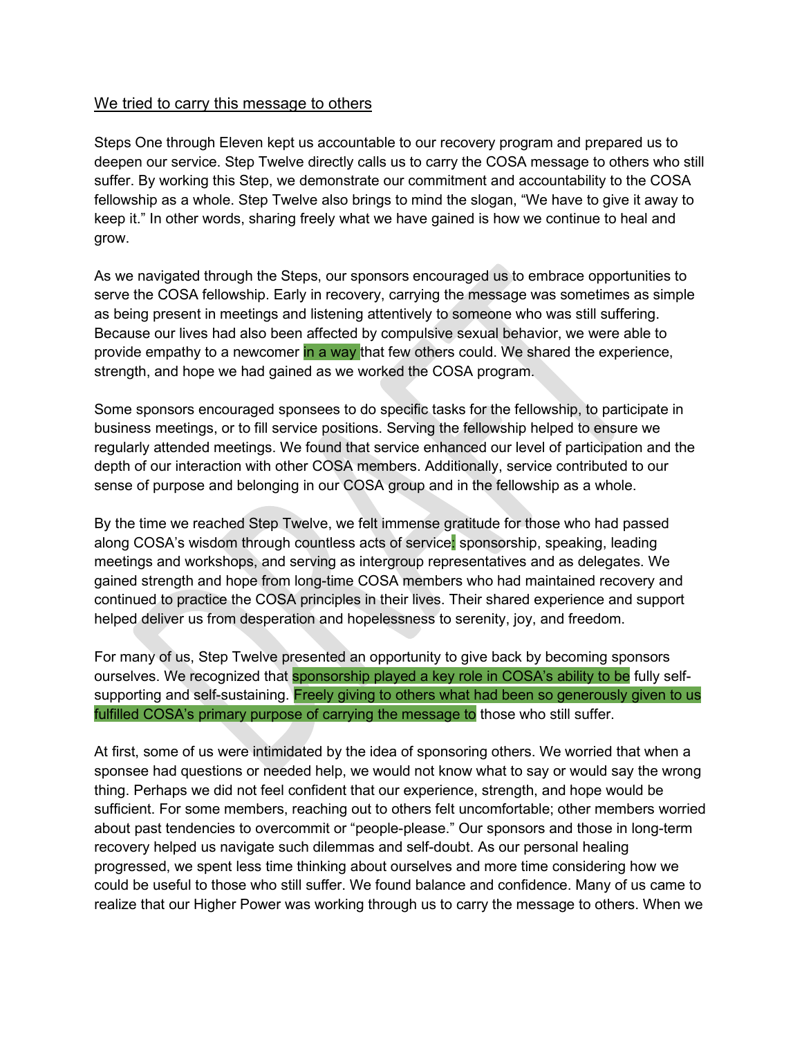We tried to carry this message to others

Steps One through Eleven kept us accountable to our recovery program and prepared us to deepen our service. Step Twelve directly calls us to carry the COSA message to others who still suffer. By working this Step, we demonstrate our commitment and accountability to the COSA fellowship as a whole. Step Twelve also brings to mind the slogan, "We have to give it away to keep it." In other words, sharing freely what we have gained is how we continue to heal and grow.

As we navigated through the Steps, our sponsors encouraged us to embrace opportunities to serve the COSA fellowship. Early in recovery, carrying the message was sometimes as simple as being present in meetings and listening attentively to someone who was still suffering. Because our lives had also been affected by compulsive sexual behavior, we were able to provide empathy to a newcomer in a way that few others could. We shared the experience, strength, and hope we had gained as we worked the COSA program.

Some sponsors encouraged sponsees to do specific tasks for the fellowship, to participate in business meetings, or to fill service positions. Serving the fellowship helped to ensure we regularly attended meetings. We found that service enhanced our level of participation and the depth of our interaction with other COSA members. Additionally, service contributed to our sense of purpose and belonging in our COSA group and in the fellowship as a whole.

By the time we reached Step Twelve, we felt immense gratitude for those who had passed along COSA's wisdom through countless acts of service: sponsorship, speaking, leading meetings and workshops, and serving as intergroup representatives and as delegates. We gained strength and hope from long-time COSA members who had maintained recovery and continued to practice the COSA principles in their lives. Their shared experience and support helped deliver us from desperation and hopelessness to serenity, joy, and freedom.

For many of us, Step Twelve presented an opportunity to give back by becoming sponsors ourselves. We recognized that sponsorship played a key role in COSA's ability to be fully self-supporting and self-sustaining. Freely giving to others what had been so generously given to us fulfilled COSA's primary purpose of carrying the message to those who still suffer.

At first, some of us were intimidated by the idea of sponsoring others. We worried that when a sponsee had questions or needed help, we would not know what to say or would say the wrong thing. Perhaps we did not feel confident that our experience, strength, and hope would be sufficient. For some members, reaching out to others felt uncomfortable; other members worried about past tendencies to overcommit or "people-please." Our sponsors and those in long-term recovery helped us navigate such dilemmas and self-doubt. As our personal healing progressed, we spent less time thinking about ourselves and more time considering how we could be useful to those who still suffer. We found balance and confidence. Many of us came to realize that our Higher Power was working through us to carry the message to others. When we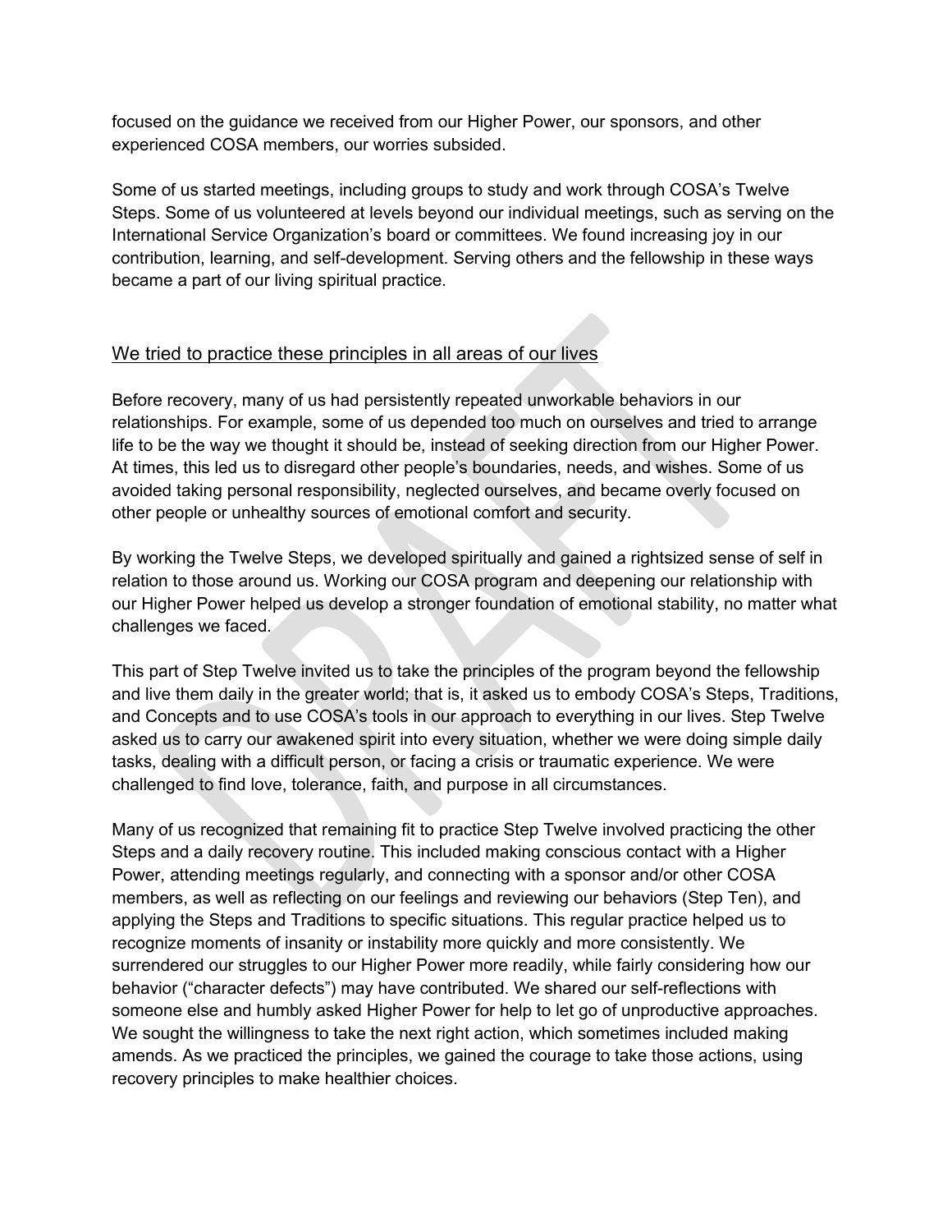focused on the guidance we received from our Higher Power, our sponsors, and other experienced COSA members, our worries subsided.

Some of us started meetings, including groups to study and work through COSA's Twelve Steps. Some of us volunteered at levels beyond our individual meetings, such as serving on the International Service Organization's board or committees. We found increasing joy in our contribution, learning, and self-development. Serving others and the fellowship in these ways became a part of our living spiritual practice.

## We tried to practice these principles in all areas of our lives

Before recovery, many of us had persistently repeated unworkable behaviors in our relationships. For example, some of us depended too much on ourselves and tried to arrange life to be the way we thought it should be, instead of seeking direction from our Higher Power. At times, this led us to disregard other people's boundaries, needs, and wishes. Some of us avoided taking personal responsibility, neglected ourselves, and became overly focused on other people or unhealthy sources of emotional comfort and security.

By working the Twelve Steps, we developed spiritually and gained a rightsized sense of self in relation to those around us. Working our COSA program and deepening our relationship with our Higher Power helped us develop a stronger foundation of emotional stability, no matter what challenges we faced.

This part of Step Twelve invited us to take the principles of the program beyond the fellowship and live them daily in the greater world; that is, it asked us to embody COSA's Steps, Traditions, and Concepts and to use COSA's tools in our approach to everything in our lives. Step Twelve asked us to carry our awakened spirit into every situation, whether we were doing simple daily tasks, dealing with a difficult person, or facing a crisis or traumatic experience. We were challenged to find love, tolerance, faith, and purpose in all circumstances.

Many of us recognized that remaining fit to practice Step Twelve involved practicing the other Steps and a daily recovery routine. This included making conscious contact with a Higher Power, attending meetings regularly, and connecting with a sponsor and/or other COSA members, as well as reflecting on our feelings and reviewing our behaviors (Step Ten), and applying the Steps and Traditions to specific situations. This regular practice helped us to recognize moments of insanity or instability more quickly and more consistently. We surrendered our struggles to our Higher Power more readily, while fairly considering how our behavior ("character defects") may have contributed. We shared our self-reflections with someone else and humbly asked Higher Power for help to let go of unproductive approaches. We sought the willingness to take the next right action, which sometimes included making amends. As we practiced the principles, we gained the courage to take those actions, using recovery principles to make healthier choices.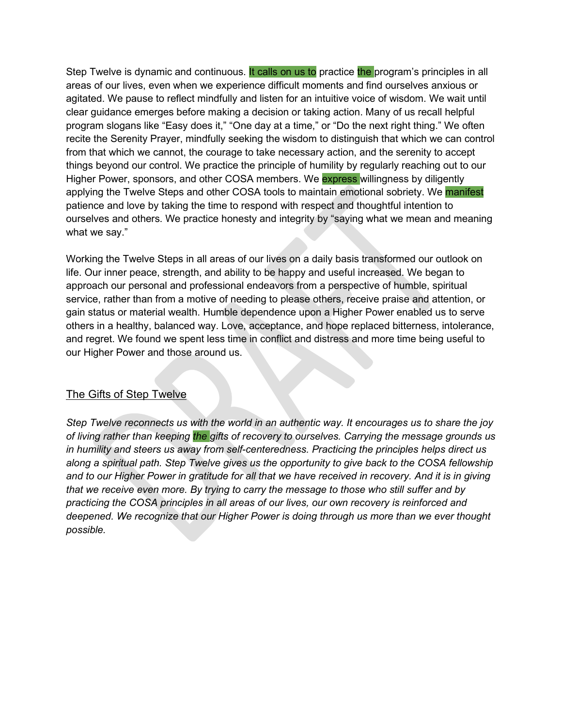Step Twelve is dynamic and continuous. It calls on us to practice the program's principles in all areas of our lives, even when we experience difficult moments and find ourselves anxious or agitated. We pause to reflect mindfully and listen for an intuitive voice of wisdom. We wait until clear guidance emerges before making a decision or taking action. Many of us recall helpful program slogans like "Easy does it," "One day at a time," or "Do the next right thing." We often recite the Serenity Prayer, mindfully seeking the wisdom to distinguish that which we can control from that which we cannot, the courage to take necessary action, and the serenity to accept things beyond our control. We practice the principle of humility by regularly reaching out to our Higher Power, sponsors, and other COSA members. We express willingness by diligently applying the Twelve Steps and other COSA tools to maintain emotional sobriety. We manifest patience and love by taking the time to respond with respect and thoughtful intention to ourselves and others. We practice honesty and integrity by "saying what we mean and meaning what we say."

Working the Twelve Steps in all areas of our lives on a daily basis transformed our outlook on life. Our inner peace, strength, and ability to be happy and useful increased. We began to approach our personal and professional endeavors from a perspective of humble, spiritual service, rather than from a motive of needing to please others, receive praise and attention, or gain status or material wealth. Humble dependence upon a Higher Power enabled us to serve others in a healthy, balanced way. Love, acceptance, and hope replaced bitterness, intolerance, and regret. We found we spent less time in conflict and distress and more time being useful to our Higher Power and those around us.

## The Gifts of Step Twelve

*Step Twelve reconnects us with the world in an authentic way. It encourages us to share the joy of living rather than keeping the gifts of recovery to ourselves. Carrying the message grounds us in humility and steers us away from self-centeredness. Practicing the principles helps direct us along a spiritual path. Step Twelve gives us the opportunity to give back to the COSA fellowship and to our Higher Power in gratitude for all that we have received in recovery. And it is in giving that we receive even more. By trying to carry the message to those who still suffer and by practicing the COSA principles in all areas of our lives, our own recovery is reinforced and deepened. We recognize that our Higher Power is doing through us more than we ever thought possible.*